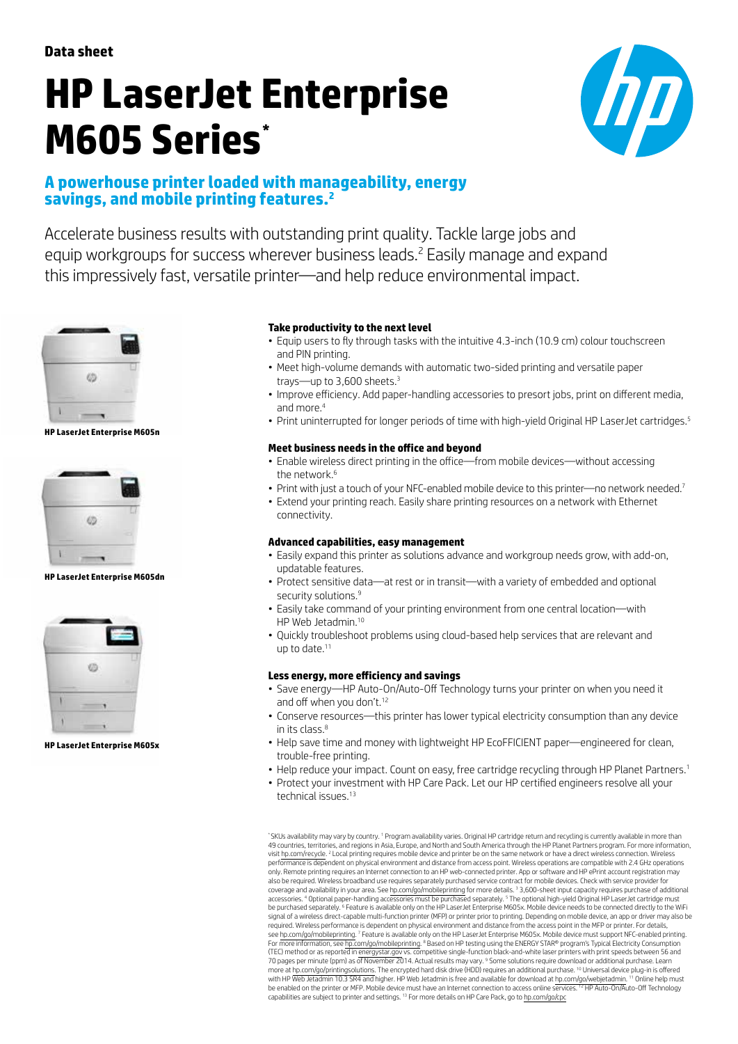Data sheet

# HP LaserJet Enterprise M605 Series*

## A powerhouse printer loaded with manageability, energy savings, and mobile printing features.[2]

Accelerate business results with outstanding print quality. Tackle large jobs and equip workgroups for success wherever business leads.[2] Easily manage and expand this impressively fast, versatile printer—and help reduce environmental impact.

HP LaserJet Enterprise M605n

HP LaserJet Enterprise M605dn

HP LaserJet Enterprise M605x

### Take productivity to the next level

- Equip users to fly through tasks with the intuitive 4.3-inch (10.9 cm) colour touchscreen and PIN printing.
- Meet high-volume demands with automatic two-sided printing and versatile paper trays—up to 3,600 sheets.[3]
- Improve efficiency. Add paper-handling accessories to presort jobs, print on different media, and more.[4]
- Print uninterrupted for longer periods of time with high-yield Original HP LaserJet cartridges.[5]

### Meet business needs in the office and beyond

- Enable wireless direct printing in the office—from mobile devices—without accessing the network.[6]
- Print with just a touch of your NFC-enabled mobile device to this printer—no network needed.[7]
- Extend your printing reach. Easily share printing resources on a network with Ethernet connectivity.

### Advanced capabilities, easy management

- Easily expand this printer as solutions advance and workgroup needs grow, with add-on, updatable features.
- Protect sensitive data—at rest or in transit—with a variety of embedded and optional security solutions.[9]
- Easily take command of your printing environment from one central location—with HP Web Jetadmin.[10]
- Quickly troubleshoot problems using cloud-based help services that are relevant and up to date.[11]

### Less energy, more efficiency and savings

- Save energy—HP Auto-On/Auto-Off Technology turns your printer on when you need it and off when you don't.[12]
- Conserve resources—this printer has lower typical electricity consumption than any device in its class.[8]
- Help save time and money with lightweight HP EcoFFICIENT paper—engineered for clean, trouble-free printing.
- Help reduce your impact. Count on easy, free cartridge recycling through HP Planet Partners.[1]
- Protect your investment with HP Care Pack. Let our HP certified engineers resolve all your technical issues.[13]

* SKUs availability may vary by country. [1] Program availability varies. Original HP cartridge return and recycling is currently available in more than 49 countries, territories, and regions in Asia, Europe, and North and South America through the HP Planet Partners program. For more information, visit hp.com/recycle. [2] Local printing requires mobile device and printer be on the same network or have a direct wireless connection. Wireless performance is dependent on physical environment and distance from access point. Wireless operations are compatible with 2.4 GHz operations only. Remote printing requires an Internet connection to an HP web-connected printer. App or software and HP ePrint account registration may also be required. Wireless broadband use requires separately purchased service contract for mobile devices. Check with service provider for coverage and availability in your area. See hp.com/go/mobileprinting for more details. [3] 3,600-sheet input capacity requires purchase of additional accessories. [4] Optional paper-handling accessories must be purchased separately. [5] The optional high-yield Original HP LaserJet cartridge must be purchased separately. [6] Feature is available only on the HP LaserJet Enterprise M605x. Mobile device needs to be connected directly to the WiFi signal of a wireless direct-capable multi-function printer (MFP) or printer prior to printing. Depending on mobile device, an app or driver may also be required. Wireless performance is dependent on physical environment and distance from the access point in the MFP or printer. For details, see hp.com/go/mobileprinting. [7] Feature is available only on the HP LaserJet Enterprise M605x. Mobile device must support NFC-enabled printing. For more information, see hp.com/go/mobileprinting. [8] Based on HP testing using the ENERGY STAR® program's Typical Electricity Consumption (TEC) method or as reported in energystar.gov vs. competitive single-function black-and-white laser printers with print speeds between 56 and 70 pages per minute (ppm) as of November 2014. Actual results may vary. [9] Some solutions require download or additional purchase. Learn more at hp.com/go/printingsolutions. The encrypted hard disk drive (HDD) requires an additional purchase. [10] Universal device plug-in is offered with HP Web Jetadmin 10.3 SR4 and higher. HP Web Jetadmin is free and available for download at hp.com/go/webjetadmin. [11] Online help must be enabled on the printer or MFP. Mobile device must have an Internet connection to access online services. [12] HP Auto-On/Auto-Off Technology capabilities are subject to printer and settings. [13] For more details on HP Care Pack, go to hp.com/go/cpc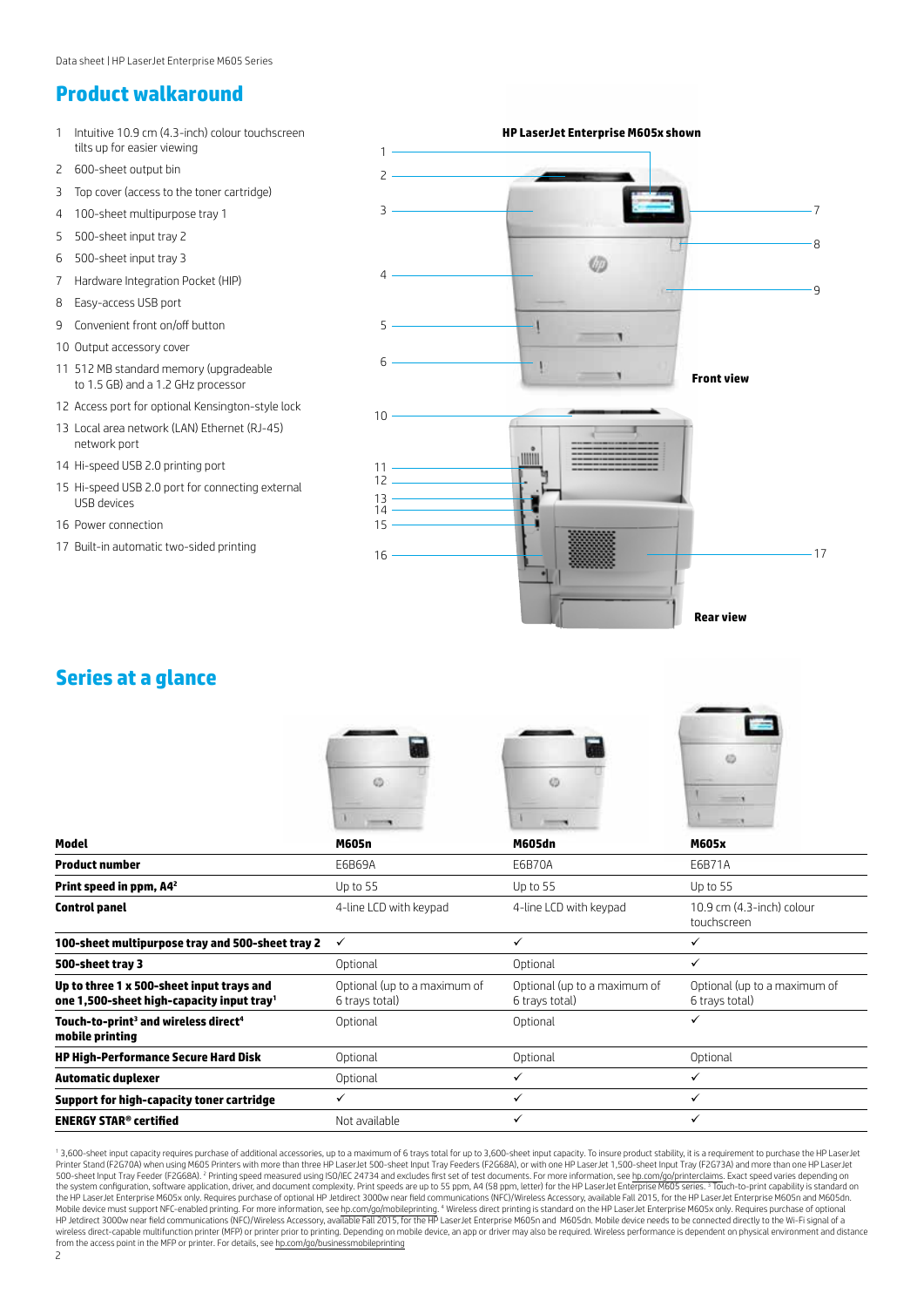## Product walkaround

1. Intuitive 10.9 cm (4.3-inch) colour touchscreen tilts up for easier viewing
2. 600-sheet output bin
3. Top cover (access to the toner cartridge)
4. 100-sheet multipurpose tray 1
5. 500-sheet input tray 2
6. 500-sheet input tray 3
7. Hardware Integration Pocket (HIP)
8. Easy-access USB port
9. Convenient front on/off button
10. Output accessory cover
11. 512 MB standard memory (upgradeable to 1.5 GB) and a 1.2 GHz processor
12. Access port for optional Kensington-style lock
13. Local area network (LAN) Ethernet (RJ-45) network port
14. Hi-speed USB 2.0 printing port
15. Hi-speed USB 2.0 port for connecting external USB devices
16. Power connection
17. Built-in automatic two-sided printing

**HP LaserJet Enterprise M605x shown**

**Front view**

**Rear view**

## Series at a glance

| Model | M605n | M605dn | M605x |
|---|---|---|---|
| **Product number** | E6B69A | E6B70A | E6B71A |
| **Print speed in ppm, A4**[2] | Up to 55 | Up to 55 | Up to 55 |
| **Control panel** | 4-line LCD with keypad | 4-line LCD with keypad | 10.9 cm (4.3-inch) colour touchscreen |
| **100-sheet multipurpose tray and 500-sheet tray 2** | ✓ | ✓ | ✓ |
| **500-sheet tray 3** | Optional | Optional | ✓ |
| **Up to three 1 x 500-sheet input trays and one 1,500-sheet high-capacity input tray**[1] | Optional (up to a maximum of 6 trays total) | Optional (up to a maximum of 6 trays total) | Optional (up to a maximum of 6 trays total) |
| **Touch-to-print**[3] **and wireless direct**[4] **mobile printing** | Optional | Optional | ✓ |
| **HP High-Performance Secure Hard Disk** | Optional | Optional | Optional |
| **Automatic duplexer** | Optional | ✓ | ✓ |
| **Support for high-capacity toner cartridge** | ✓ | ✓ | ✓ |
| **ENERGY STAR® certified** | Not available | ✓ | ✓ |

[1] 3,600-sheet input capacity requires purchase of additional accessories, up to a maximum of 6 trays total for up to 3,600-sheet input capacity. To insure product stability, it is a requirement to purchase the HP LaserJet Printer Stand (F2G70A) when using M605 Printers with more than three HP LaserJet 500-sheet Input Tray Feeders (F2G68A), or with one HP LaserJet 1,500-sheet Input Tray (F2G73A) and more than one HP LaserJet 500-sheet Input Tray Feeder (F2G68A). [2] Printing speed measured using ISO/IEC 24734 and excludes first set of test documents. For more information, see hp.com/go/printerclaims. Exact speed varies depending on the system configuration, software application, driver, and document complexity. Print speeds are up to 55 ppm, A4 (58 ppm, letter) for the HP LaserJet Enterprise M605 series. [3] Touch-to-print capability is standard on the HP LaserJet Enterprise M605x only. Requires purchase of optional HP Jetdirect 3000w near field communications (NFC)/Wireless Accessory, available Fall 2015, for the HP LaserJet Enterprise M605n and M605dn. Mobile device must support NFC-enabled printing. For more information, see hp.com/go/mobileprinting. [4] Wireless direct printing is standard on the HP LaserJet Enterprise M605x only. Requires purchase of optional HP Jetdirect 3000w near field communications (NFC)/Wireless Accessory, available Fall 2015, for the HP LaserJet Enterprise M605n and M605dn. Mobile device needs to be connected directly to the Wi-Fi signal of a wireless direct-capable multifunction printer (MFP) or printer prior to printing. Depending on mobile device, an app or driver may also be required. Wireless performance is dependent on physical environment and distance from the access point in the MFP or printer. For details, see hp.com/go/businessmobileprinting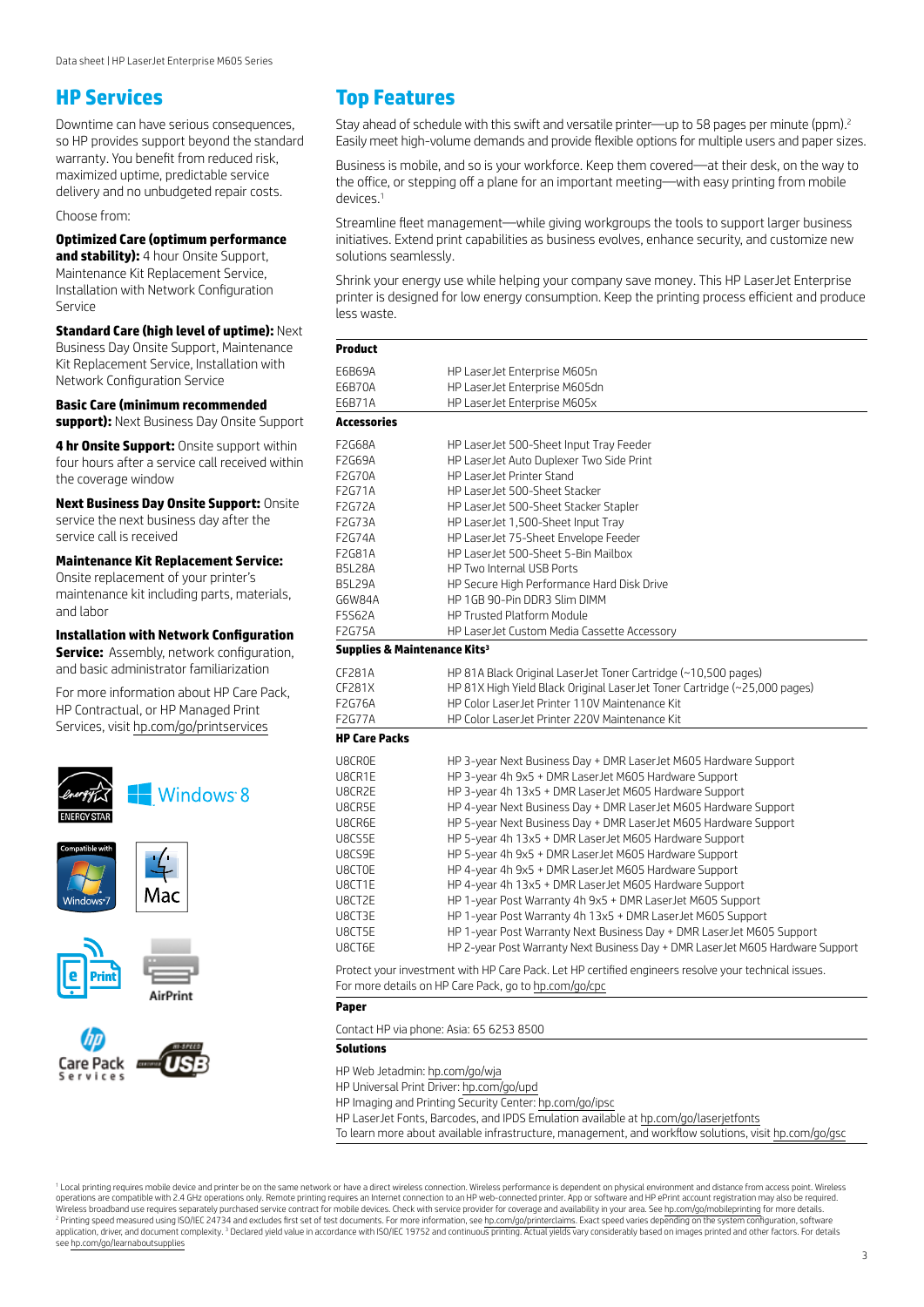## HP Services

Downtime can have serious consequences, so HP provides support beyond the standard warranty. You benefit from reduced risk, maximized uptime, predictable service delivery and no unbudgeted repair costs.

Choose from:

**Optimized Care (optimum performance and stability):** 4 hour Onsite Support, Maintenance Kit Replacement Service, Installation with Network Configuration Service

**Standard Care (high level of uptime):** Next Business Day Onsite Support, Maintenance Kit Replacement Service, Installation with Network Configuration Service

**Basic Care (minimum recommended support):** Next Business Day Onsite Support

**4 hr Onsite Support:** Onsite support within four hours after a service call received within the coverage window

**Next Business Day Onsite Support:** Onsite service the next business day after the service call is received

**Maintenance Kit Replacement Service:** Onsite replacement of your printer's maintenance kit including parts, materials, and labor

**Installation with Network Configuration Service:** Assembly, network configuration, and basic administrator familiarization

For more information about HP Care Pack, HP Contractual, or HP Managed Print Services, visit hp.com/go/printservices

## Top Features

Stay ahead of schedule with this swift and versatile printer—up to 58 pages per minute (ppm).[2] Easily meet high-volume demands and provide flexible options for multiple users and paper sizes.

Business is mobile, and so is your workforce. Keep them covered—at their desk, on the way to the office, or stepping off a plane for an important meeting—with easy printing from mobile devices.[1]

Streamline fleet management—while giving workgroups the tools to support larger business initiatives. Extend print capabilities as business evolves, enhance security, and customize new solutions seamlessly.

Shrink your energy use while helping your company save money. This HP LaserJet Enterprise printer is designed for low energy consumption. Keep the printing process efficient and produce less waste.

| **Product** | |
|---|---|
| E6B69A | HP LaserJet Enterprise M605n |
| E6B70A | HP LaserJet Enterprise M605dn |
| E6B71A | HP LaserJet Enterprise M605x |
| **Accessories** | |
| F2G68A | HP LaserJet 500-Sheet Input Tray Feeder |
| F2G69A | HP LaserJet Auto Duplexer Two Side Print |
| F2G70A | HP LaserJet Printer Stand |
| F2G71A | HP LaserJet 500-Sheet Stacker |
| F2G72A | HP LaserJet 500-Sheet Stacker Stapler |
| F2G73A | HP LaserJet 1,500-Sheet Input Tray |
| F2G74A | HP LaserJet 75-Sheet Envelope Feeder |
| F2G81A | HP LaserJet 500-Sheet 5-Bin Mailbox |
| B5L28A | HP Two Internal USB Ports |
| B5L29A | HP Secure High Performance Hard Disk Drive |
| G6W84A | HP 1GB 90-Pin DDR3 Slim DIMM |
| F5S62A | HP Trusted Platform Module |
| F2G75A | HP LaserJet Custom Media Cassette Accessory |
| **Supplies & Maintenance Kits[3]** | |
| CF281A | HP 81A Black Original LaserJet Toner Cartridge (~10,500 pages) |
| CF281X | HP 81X High Yield Black Original LaserJet Toner Cartridge (~25,000 pages) |
| F2G76A | HP Color LaserJet Printer 110V Maintenance Kit |
| F2G77A | HP Color LaserJet Printer 220V Maintenance Kit |
| **HP Care Packs** | |
| U8CR0E | HP 3-year Next Business Day + DMR LaserJet M605 Hardware Support |
| U8CR1E | HP 3-year 4h 9x5 + DMR LaserJet M605 Hardware Support |
| U8CR2E | HP 3-year 4h 13x5 + DMR LaserJet M605 Hardware Support |
| U8CR5E | HP 4-year Next Business Day + DMR LaserJet M605 Hardware Support |
| U8CR6E | HP 5-year Next Business Day + DMR LaserJet M605 Hardware Support |
| U8CS5E | HP 5-year 4h 13x5 + DMR LaserJet M605 Hardware Support |
| U8CS9E | HP 5-year 4h 9x5 + DMR LaserJet M605 Hardware Support |
| U8CT0E | HP 4-year 4h 9x5 + DMR LaserJet M605 Hardware Support |
| U8CT1E | HP 4-year 4h 13x5 + DMR LaserJet M605 Hardware Support |
| U8CT2E | HP 1-year Post Warranty 4h 9x5 + DMR LaserJet M605 Support |
| U8CT3E | HP 1-year Post Warranty 4h 13x5 + DMR LaserJet M605 Support |
| U8CT5E | HP 1-year Post Warranty Next Business Day + DMR LaserJet M605 Support |
| U8CT6E | HP 2-year Post Warranty Next Business Day + DMR LaserJet M605 Hardware Support |

Protect your investment with HP Care Pack. Let HP certified engineers resolve your technical issues. For more details on HP Care Pack, go to hp.com/go/cpc

**Paper**

Contact HP via phone: Asia: 65 6253 8500

**Solutions**

HP Web Jetadmin: hp.com/go/wja
HP Universal Print Driver: hp.com/go/upd
HP Imaging and Printing Security Center: hp.com/go/ipsc
HP LaserJet Fonts, Barcodes, and IPDS Emulation available at hp.com/go/laserjetfonts
To learn more about available infrastructure, management, and workflow solutions, visit hp.com/go/gsc

[1] Local printing requires mobile device and printer be on the same network or have a direct wireless connection. Wireless performance is dependent on physical environment and distance from access point. Wireless operations are compatible with 2.4 GHz operations only. Remote printing requires an Internet connection to an HP web-connected printer. App or software and HP ePrint account registration may also be required. Wireless broadband use requires separately purchased service contract for mobile devices. Check with service provider for coverage and availability in your area. See hp.com/go/mobileprinting for more details.
[2] Printing speed measured using ISO/IEC 24734 and excludes first set of test documents. For more information, see hp.com/go/printerclaims. Exact speed varies depending on the system configuration, software application, driver, and document complexity. [3] Declared yield value in accordance with ISO/IEC 19752 and continuous printing. Actual yields vary considerably based on images printed and other factors. For details see hp.com/go/learnaboutsupplies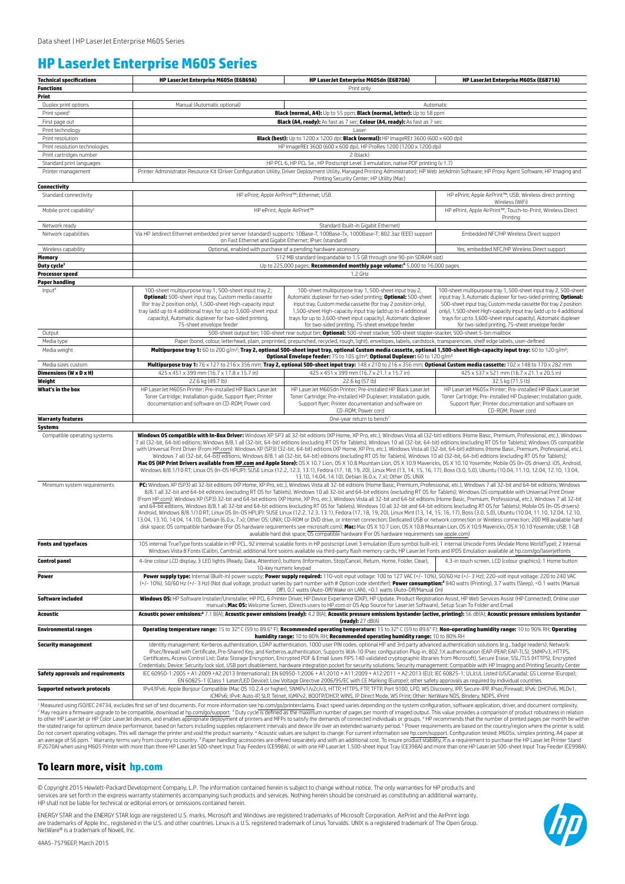# HP LaserJet Enterprise M605 Series

| Technical specifications | HP LaserJet Enterprise M605n (E6B69A) | HP LaserJet Enterprise M605dn (E6B70A) | HP LaserJet Enterprise M605x (E6B71A) |
|---|---|---|---|
| **Functions** | Print only | | |
| **Print** | | | |
| Duplex print options | Manual (Automatic optional) | Automatic | |
| Print speed[1] | **Black (normal, A4):** Up to 55 ppm; **Black (normal, letter):** Up to 58 ppm | | |
| First page out | **Black (A4, ready):** As fast as 7 sec; **Colour (A4, ready):** As fast as 7 sec | | |
| Print technology | Laser | | |
| Print resolution | **Black (best):** Up to 1200 x 1200 dpi; **Black (normal):** HP ImageREt 3600 (600 x 600 dpi) | | |
| Print resolution technologies | HP ImageREt 3600 (600 x 600 dpi), HP ProRes 1200 (1200 x 1200 dpi) | | |
| Print cartridges number | 2 (black) | | |
| Standard print languages | HP PCL 6, HP PCL 5e, HP Postscript Level 3 emulation, native PDF printing (v 1.7) | | |
| Printer management | Printer Administrator Resource Kit (Driver Configuration Utility, Driver Deployment Utility, Managed Printing Administrator); HP Web JetAdmin Software; HP Proxy Agent Software; HP Imaging and Printing Security Center; HP Utility (Mac) | | |
| **Connectivity** | | | |
| Standard connectivity | HP ePrint; Apple AirPrint™; Ethernet; USB | | HP ePrint; Apple AirPrint™; USB; Wireless direct printing; Wireless (WiFi) |
| Mobile print capability[2] | HP ePrint, Apple AirPrint™ | | HP ePrint, Apple AirPrint™, Touch-to-Print, Wireless Direct Printing |
| Network ready | Standard (built-in Gigabit Ethernet) | | |
| Network capabilities | Via HP Jetdirect Ethernet embedded print server (standard) supports: 10Base-T, 100Base-Tx, 1000Base-T; 802.3az (EEE) support on Fast Ethernet and Gigabit Ethernet; IPsec (standard) | | Embedded NFC/HP Wireless Direct support |
| Wireless capability | Optional, enabled with purchase of a pending hardware accessory | | Yes, embedded NFC/HP Wireless Direct support |
| **Memory** | 512 MB standard (expandable to 1.5 GB through one 90-pin SDRAM slot) | | |
| **Duty cycle**[3] | Up to 225,000 pages; **Recommended monthly page volume:**[4] 5,000 to 16,000 pages | | |
| **Processor speed** | 1.2 GHz | | |
| **Paper handling** | | | |
| Input[8] | 100-sheet multipurpose tray 1, 500-sheet input tray 2; **Optional:** 500-sheet input tray, Custom media cassette (for tray 2 position only), 1,500-sheet High-capacity input tray (add up to 4 additional trays for up to 3,600-sheet input capacity), Automatic duplexer for two-sided printing, 75-sheet envelope feeder | 100-sheet multipurpose tray 1, 500-sheet input tray 2, Automatic duplexer for two-sided printing; **Optional:** 500-sheet input tray, Custom media cassette (for tray 2 position only), 1,500-sheet High-capacity input tray (add up to 4 additional trays for up to 3,600-sheet input capacity), Automatic duplexer for two-sided printing, 75-sheet envelope feeder | 100-sheet multipurpose tray 1, 500-sheet input tray 2, 500-sheet input tray 3, Automatic duplexer for two-sided printing; **Optional:** 500-sheet input tray, Custom media cassette (for tray 2 position only), 1,500-sheet High-capacity input tray (add up to 4 additional trays for up to 3,600-sheet input capacity), Automatic duplexer for two-sided printing, 75-sheet envelope feeder |
| Output | 500-sheet output bin; 100-sheet rear output bin; **Optional:** 500-sheet stacker, 500-sheet stapler-stacker, 500-sheet 5-bin mailbox | | |
| Media type | Paper (bond, colour, letterhead, plain, preprinted, prepunched, recycled, rough, light), envelopes, labels, cardstock, transparencies, shelf edge labels, user-defined | | |
| Media weight | **Multipurpose tray 1:** 60 to 200 g/m²; **Tray 2, optional 500-sheet input tray, optional Custom media cassette, optional 1,500-sheet High-capacity input tray:** 60 to 120 g/m²; **Optional Envelope feeder:** 75 to 105 g/m²; **Optional Duplexer:** 60 to 120 g/m² | | |
| Media sizes custom | **Multipurpose tray 1:** 76 x 127 to 216 x 356 mm; **Tray 2, optional 500-sheet input tray:** 148 x 210 to 216 x 356 mm; **Optional Custom media cassette:** 102 x 148 to 170 x 282 mm | | |
| **Dimensions (W x D x H)** | 425 x 451 x 399 mm (16.7 x 17.8 x 15.7 in) | 425 x 451 x 399 mm (16.7 x 21.1 x 15.7 in) | 425 x 537 x 521 mm (16.7 x 21.1 x 20.5 in) |
| **Weight** | 22.6 kg (49.7 lb) | 22.6 kg (57 lb) | 32.5 kg (71.5 lb) |
| **What's in the box** | HP LaserJet M605n Printer; Pre-installed HP Black LaserJet Toner Cartridge; Installation guide, Support flyer; Printer documentation and software on CD-ROM; Power cord | HP LaserJet M605dn Printer; Pre-installed HP Black LaserJet Toner Cartridge; Pre-installed HP Duplexer; Installation guide, Support flyer; Printer documentation and software on CD-ROM; Power cord | HP LaserJet M605x Printer; Pre-installed HP Black LaserJet Toner Cartridge; Pre-installed HP Duplexer; Installation guide, Support flyer; Printer documentation and software on CD-ROM; Power cord |
| **Warranty features** | One-year return to bench[7] | | |
| **Systems** | | | |
| Compatible operating systems | **Windows OS compatible with In-Box Driver:** Windows XP SP3 all 32-bit editions (XP Home, XP Pro, etc.), Windows Vista all (32-bit) editions (Home Basic, Premium, Professional, etc.), Windows 7 all (32-bit, 64-bit) editions, Windows 8/8.1 all (32-bit, 64-bit) editions (excluding RT OS for Tablets), Windows 10 all (32-bit, 64-bit) editions (excluding RT OS for Tablets); Windows OS compatible with Universal Print Driver (From HP.com): Windows XP (SP3) (32-bit, 64-bit) editions (XP Home, XP Pro, etc.), Windows Vista all (32-bit, 64-bit) editions (Home Basic, Premium, Professional, etc.), Windows 7 all (32-bit, 64-bit) editions, Windows 8/8.1 all (32-bit, 64-bit) editions (excluding RT OS for Tablets), Windows 10 all (32-bit, 64-bit) editions (excluding RT OS for Tablets); **Mac OS (HP Print Drivers available from HP.com and Apple Store):** OS X 10.7 Lion, OS X 10.8 Mountain Lion, OS X 10.9 Mavericks, OS X 10.10 Yosemite; Mobile OS (In-OS drivers): iOS, Android, Windows 8/8.1/10 RT; Linux OS (In-OS HPLIP): SUSE Linux (12.2, 12.3, 13.1), Fedora (17, 18, 19, 20), Linux Mint (13, 14, 15, 16, 17), Boss (3.0, 5.0), Ubuntu (10.04, 11.10, 12.04, 12.10, 13.04, 13.10, 14.04, 14.10), Debian (6.0.x, 7.x); Other OS: UNIX | | |
| Minimum system requirements | **PC:** Windows XP (SP3) all 32-bit editions (XP Home, XP Pro, etc.), Windows Vista all 32-bit editions (Home Basic, Premium, Professional, etc.), Windows 7 all 32-bit and 64-bit editions, Windows 8/8.1 all 32-bit and 64-bit editions (excluding RT OS for Tablets), Windows 10 all 32-bit and 64-bit editions (excluding RT OS for Tablets); Windows OS compatible with Universal Print Driver (From HP.com): Windows XP (SP3) 32-bit and 64-bit editions (XP Home, XP Pro, etc.), Windows Vista all 32-bit and 64-bit editions (Home Basic, Premium, Professional, etc.), Windows 7 all 32-bit and 64-bit editions, Windows 8/8.1 all 32-bit and 64-bit editions (excluding RT OS for Tablets), Windows 10 all 32-bit and 64-bit editions (excluding RT OS for Tablets); Mobile OS (In-OS drivers): Android, Windows 8/8.1/10 RT; Linux OS (In-OS HPLIP): SUSE Linux (12.2, 12.3, 13.1), Fedora (17, 18, 19, 20), Linux Mint (13, 14, 15, 16, 17), Boss (3.0, 5.0), Ubuntu (10.04, 11.10, 12.04, 12.10, 13.04, 13.10, 14.04, 14.10), Debian (6.0.x, 7.x); Other OS: UNIX; CD-ROM or DVD drive, or Internet connection; Dedicated USB or network connection or Wireless connection; 200 MB available hard disk space; OS compatible hardware (For OS hardware requirements see microsoft.com); **Mac:** Mac OS X 10.7 Lion, OS X 10.8 Mountain Lion, OS X 10.9 Mavericks, OS X 10.10 Yosemite; USB; 1 GB available hard disk space; OS compatible hardware (For OS hardware requirements see apple.com) | | |
| **Fonts and typefaces** | 105 internal TrueType fonts scalable in HP PCL, 92 internal scalable fonts in HP postscript Level 3 emulation (Euro symbol built-in); 1 internal Unicode Fonts (Andale Mono WorldType); 2 Internal Windows Vista 8 Fonts (Calibri, Cambria); additional font soions available via third-party flash memory cards; HP LaserJet Fonts and IPDS Emulation available at hp.com/go/laserjetfonts | | |
| **Control panel** | 4-line colour LCD display, 3 LED lights (Ready, Data, Attention), buttons (Information, Stop/Cancel, Return, Home, Folder, Clear), 10-key numeric keypad | | 4.3-in touch screen, LCD (colour graphics); 1 Home button |
| **Power** | **Power supply type:** Internal (Built-in) power supply; **Power supply required:** 110-volt input voltage: 100 to 127 VAC (+/- 10%), 50/60 Hz (+/- 3 Hz); 220-volt input voltage: 220 to 240 VAC (+/- 10%), 50/60 Hz (+/- 3 Hz) (Not dual voltage, product varies by part number with # Option code identifier); **Power consumption:**[5] 840 watts (Printing), 3.7 watts (Sleep), <0.1 watts (Manual Off), 0.7 watts (Auto-Off/Wake on LAN), <0.1 watts (Auto-Off/Manual On) | | |
| **Software included** | **Windows OS:** HP Software Installer/Uninstaller, HP PCL 6 Printer Driver, HP Device Experience (DXP), HP Update, Product Registration Assist, HP Web Services Assist (HP Connected), Online user manuals; **Mac OS:** Welcome Screen, (Directs users to HP.com or OS App Source for LaserJet Software), Setup Scan To Folder and Email | | |
| **Acoustic** | **Acoustic power emissions:**[6] 7.1 B(A); **Acoustic power emissions (ready):** 4.2 B(A); **Acoustic pressure emissions bystander (active, printing):** 56 dB(A); **Acoustic pressure emissions bystander (ready):** 27 dB(A) | | |
| **Environmental ranges** | **Operating temperature range:** 15 to 32° C (59 to 89.6° F); **Recommended operating temperature:** 15 to 32° C (59 to 89.6° F); **Non-operating humidity range:** 10 to 90% RH; **Operating humidity range:** 10 to 80% RH; **Recommended operating humidity range:** 10 to 80% RH | | |
| **Security management** | Identity management: Kerberos authentication, LDAP authentication, 1000 user PIN codes, optional HP and 3rd party advanced authentication solutions (e.g., badge readers); Network: IPsec/firewall with Certificate, Pre-Shared Key, and Kerberos authentication, Supports WJA-10 IPsec configuration Plug-in, 802.1X authentication (EAP-PEAP, EAP-TLS), SNMPv3, HTTPS, Certificates, Access Control List; Data: Storage Encryption, Encrypted PDF & Email (uses FIPS 140 validated cryptographic libraries from Microsoft), Secure Erase, SSL/TLS (HTTPS), Encrypted Credentials; Device: Security lock slot, USB port disablement, hardware integration pocket for security solutions; Security management: Compatible with HP Imaging and Printing Security Center | | |
| **Safety approvals and requirements** | IEC 60950-1:2005 + A1:2009 +A2:2013 (International); EN 60950-1:2006 + A1:2010 + A11:2009 + A12:2011 + A2:2013 (EU); IEC 60825-1; UL/cUL Listed (US/Canada); GS License (Europe); EN 60825-1 (Class 1 Laser/LED Device); Low Voltage Directive 2006/95/EC with CE Marking (Europe); other safety approvals as required by individual countries | | |
| **Supported network protocols** | IPv4/IPv6: Apple Bonjour Compatible (Mac OS 10.2.4 or higher), SNMPv1/v2c/v3, HTTP, HTTPS, FTP, TFTP, Port 9100, LPD, WS Discovery, IPP, Secure-IPP, IPsec/Firewall; IPv6: DHCPv6, MLDv1, ICMPv6; IPv4: Auto-IP, SLP, Telnet, IGMPv2, BOOTP/DHCP, WINS, IP Direct Mode, WS Print; Other: NetWare NDS, Bindery, NDPS, iPrint | | |

[1] Measured using ISO/IEC 24734, excludes first set of test documents. For more information see hp.com/go/printerclaims. Exact speed varies depending on the system configuration, software application, driver, and document complexity. [2] May require a firmware upgrade to be compatible, download at hp.com/go/support. [3] Duty cycle is defined as the maximum number of pages per month of imaged output. This value provides a comparison of product robustness in relation to other HP LaserJet or HP Color LaserJet devices, and enables appropriate deployment of printers and MFPs to satisfy the demands of connected individuals or groups. [4] HP recommends that the number of printed pages per month be within the stated range for optimum device performance, based on factors including supplies replacement intervals and device life over an extended warranty period. [5] Power requirements are based on the country/region where the printer is sold. Do not convert operating voltages. This will damage the printer and void the product warranty. [6] Acoustic values are subject to change. For current information see hp.com/support. Configuration tested: M605x, simplex printing, A4 paper at an average of 56 ppm. [7] Warranty terms vary from country to country. [8] Paper handling accessories are offered separately and with an additional cost. To insure product stability, it is a requirement to purchase the HP LaserJet Printer Stand (F2G70A) when using M605 Printer with more than three HP LaserJet 500-sheet Input Tray Feeders (CE998A), or with one HP LaserJet 1,500-sheet Input Tray (CE398A) and more than one HP LaserJet 500-sheet Input Tray Feeder (CE998A).

## To learn more, visit hp.com

© Copyright 2015 Hewlett-Packard Development Company, L.P. The information contained herein is subject to change without notice. The only warranties for HP products and services are set forth in the express warranty statements accompanying such products and services. Nothing herein should be construed as constituting an additional warranty. HP shall not be liable for technical or editorial errors or omissions contained herein.

ENERGY STAR and the ENERGY STAR logo are registered U.S. marks. Microsoft and Windows are registered trademarks of Microsoft Corporation. AirPrint and the AirPrint logo are trademarks of Apple Inc., registered in the U.S. and other countries. Linux is a U.S. registered trademark of Linus Torvalds. UNIX is a registered trademark of The Open Group. NetWare® is a trademark of Novell, Inc.

4AA5-7579EEP, March 2015